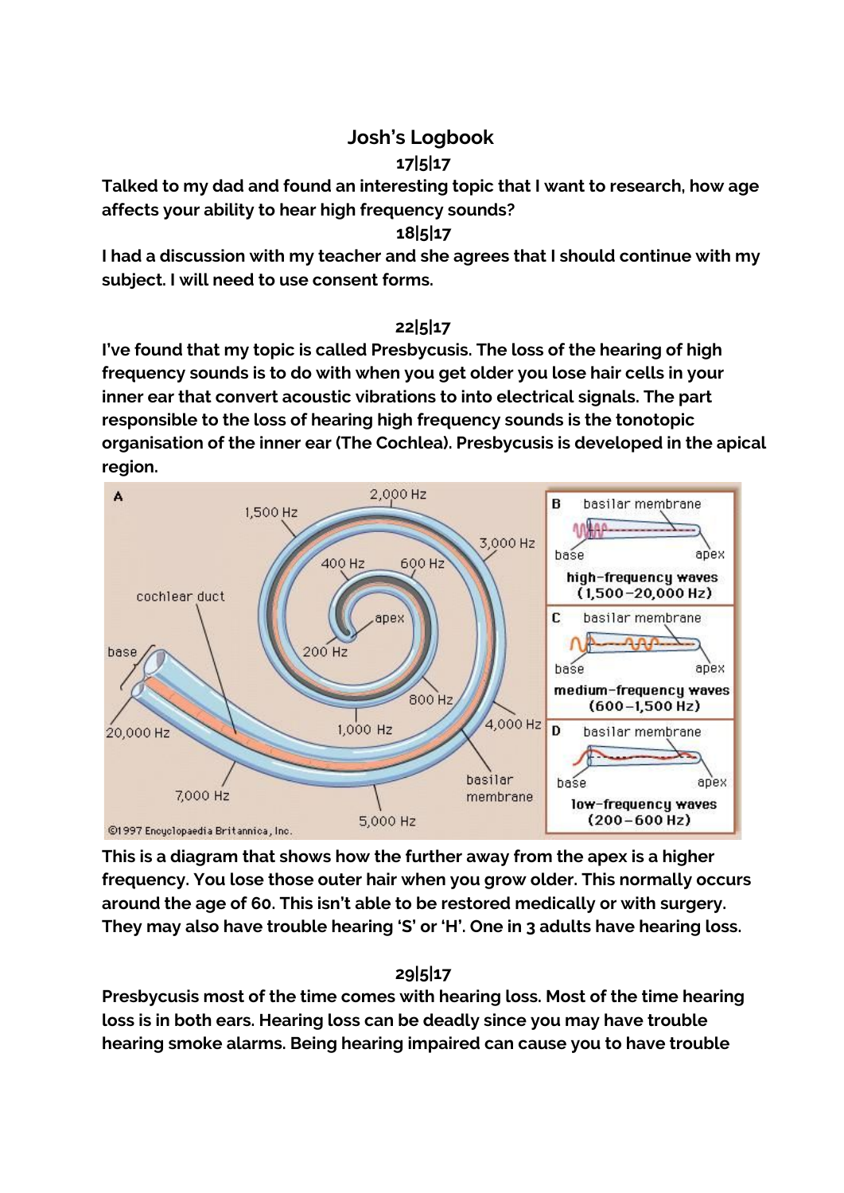# Josh's Logbook

**17|5|17**

**Talked to my dad and found an interesting topic that I want to research, how age affects your ability to hear high frequency sounds?**

**18|5|17**

**I had a discussion with my teacher and she agrees that I should continue with my subject. I will need to use consent forms.**

**22|5|17**

**I've found that my topic is called Presbycusis. The loss of the hearing of high frequency sounds is to do with when you get older you lose hair cells in your inner ear that convert acoustic vibrations to into electrical signals. The part responsible to the loss of hearing high frequency sounds is the tonotopic organisation of the inner ear (The Cochlea). Presbycusis is developed in the apical region.**

**This is a diagram that shows how the further away from the apex is a higher frequency. You lose those outer hair when you grow older. This normally occurs around the age of 60. This isn't able to be restored medically or with surgery. They may also have trouble hearing 'S' or 'H'. One in 3 adults have hearing loss.**

**29|5|17**

**Presbycusis most of the time comes with hearing loss. Most of the time hearing loss is in both ears. Hearing loss can be deadly since you may have trouble hearing smoke alarms. Being hearing impaired can cause you to have trouble**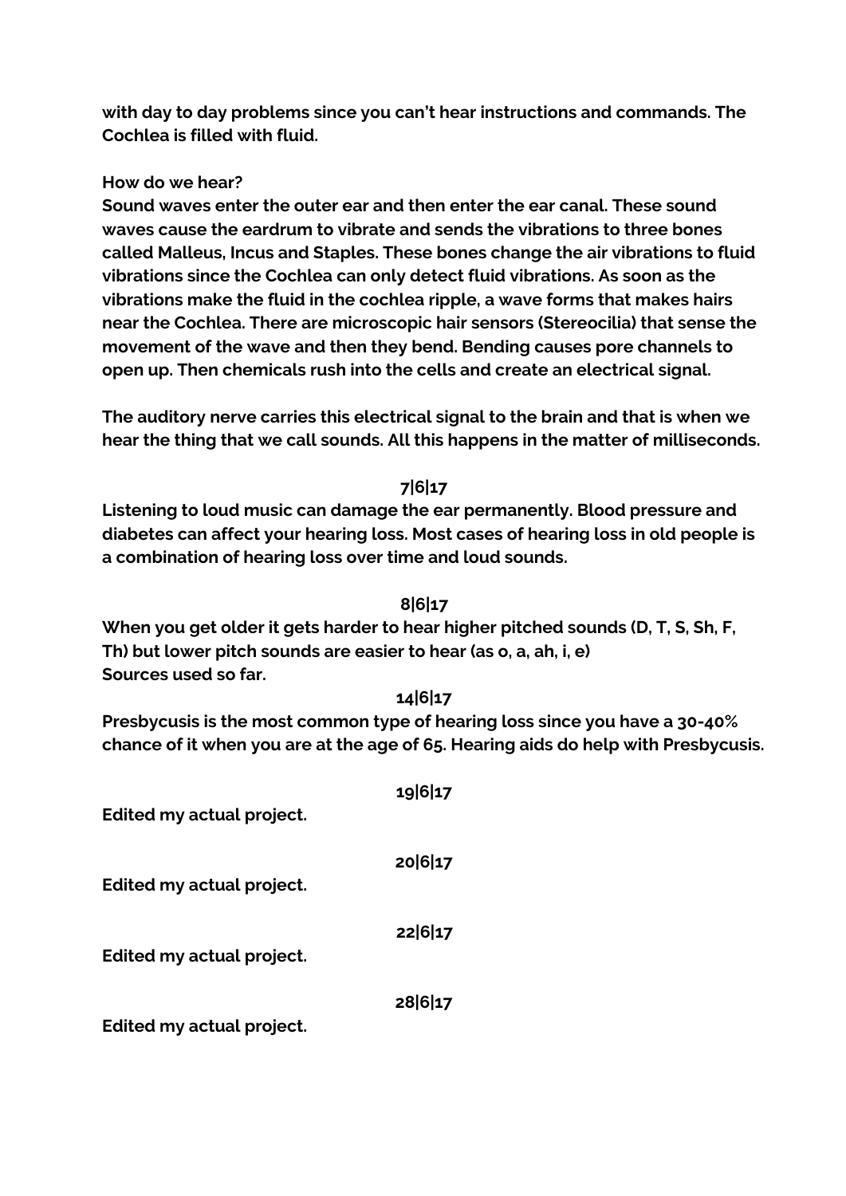**with day to day problems since you can't hear instructions and commands. The Cochlea is filled with fluid.**

**How do we hear?**

**Sound waves enter the outer ear and then enter the ear canal. These sound waves cause the eardrum to vibrate and sends the vibrations to three bones called Malleus, Incus and Staples. These bones change the air vibrations to fluid vibrations since the Cochlea can only detect fluid vibrations. As soon as the vibrations make the fluid in the cochlea ripple, a wave forms that makes hairs near the Cochlea. There are microscopic hair sensors (Stereocilia) that sense the movement of the wave and then they bend. Bending causes pore channels to open up. Then chemicals rush into the cells and create an electrical signal.**

**The auditory nerve carries this electrical signal to the brain and that is when we hear the thing that we call sounds. All this happens in the matter of milliseconds.**

**7|6|17**

**Listening to loud music can damage the ear permanently. Blood pressure and diabetes can affect your hearing loss. Most cases of hearing loss in old people is a combination of hearing loss over time and loud sounds.**

**8|6|17**

**When you get older it gets harder to hear higher pitched sounds (D, T, S, Sh, F, Th) but lower pitch sounds are easier to hear (as o, a, ah, i, e)**
**Sources used so far.**

**14|6|17**

**Presbycusis is the most common type of hearing loss since you have a 30-40% chance of it when you are at the age of 65. Hearing aids do help with Presbycusis.**

**19|6|17**

**Edited my actual project.**

**20|6|17**

**Edited my actual project.**

**22|6|17**

**Edited my actual project.**

**28|6|17**

**Edited my actual project.**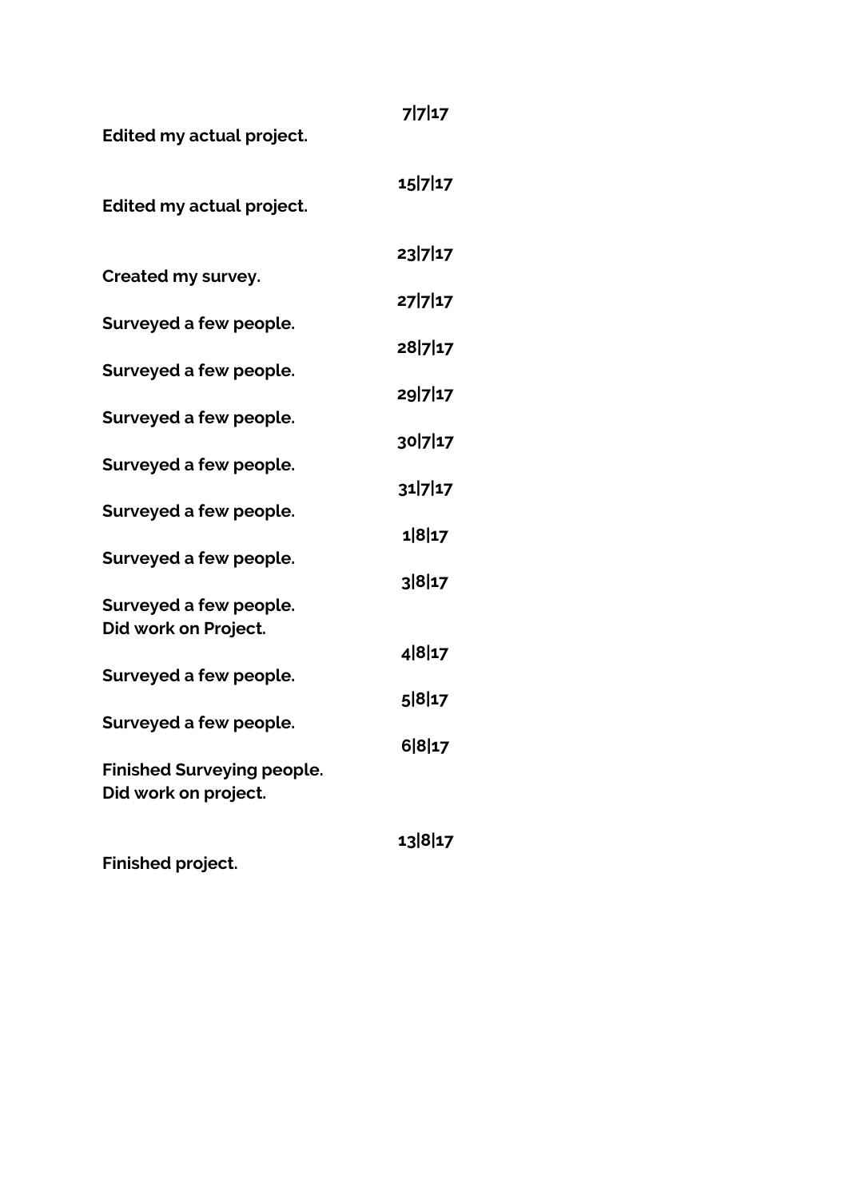**7|7|17**

**Edited my actual project.**

**15|7|17**

**Edited my actual project.**

**23|7|17**

**Created my survey.**

**27|7|17**

**Surveyed a few people.**

**28|7|17**

**Surveyed a few people.**

**29|7|17**

**Surveyed a few people.**

**30|7|17**

**Surveyed a few people.**

**31|7|17**

**Surveyed a few people.**

**1|8|17**

**Surveyed a few people.**

**3|8|17**

**Surveyed a few people.**
**Did work on Project.**

**4|8|17**

**Surveyed a few people.**

**5|8|17**

**Surveyed a few people.**

**6|8|17**

**Finished Surveying people.**
**Did work on project.**

**13|8|17**

**Finished project.**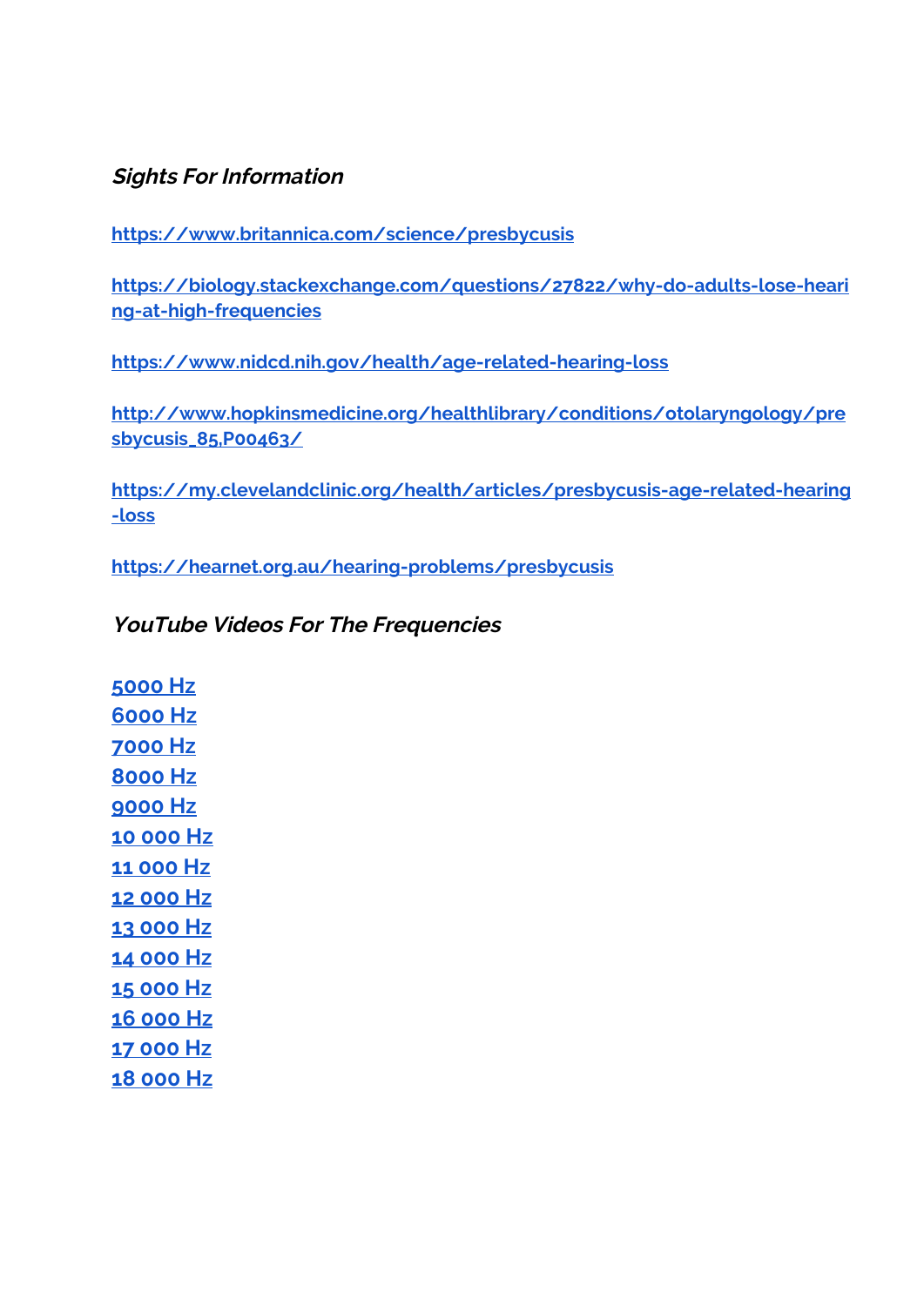### *Sights For Information*

https://www.britannica.com/science/presbycusis

https://biology.stackexchange.com/questions/27822/why-do-adults-lose-hearing-at-high-frequencies

https://www.nidcd.nih.gov/health/age-related-hearing-loss

http://www.hopkinsmedicine.org/healthlibrary/conditions/otolaryngology/presbycusis_85,P00463/

https://my.clevelandclinic.org/health/articles/presbycusis-age-related-hearing-loss

https://hearnet.org.au/hearing-problems/presbycusis

### *YouTube Videos For The Frequencies*

5000 Hz
6000 Hz
7000 Hz
8000 Hz
9000 Hz
10 000 Hz
11 000 Hz
12 000 Hz
13 000 Hz
14 000 Hz
15 000 Hz
16 000 Hz
17 000 Hz
18 000 Hz